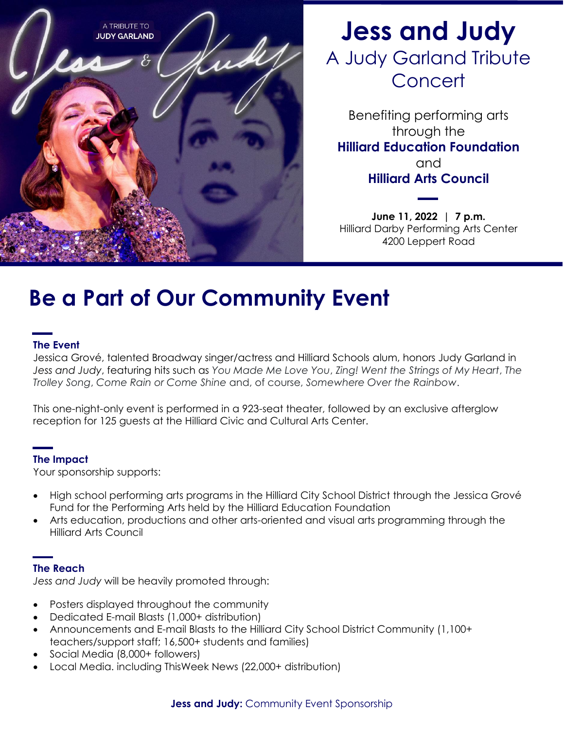# Jess and Judy

## A Judy Garland Tribute Concert

Benefiting performing arts through the **Hilliard Education Foundation** and **Hilliard Arts Council**

**June 11, 2022 | 7 p.m.**
Hilliard Darby Performing Arts Center
4200 Leppert Road

# Be a Part of Our Community Event

### The Event

Jessica Grové, talented Broadway singer/actress and Hilliard Schools alum, honors Judy Garland in *Jess and Judy*, featuring hits such as *You Made Me Love You*, *Zing! Went the Strings of My Heart*, *The Trolley Song*, *Come Rain or Come Shine* and, of course, *Somewhere Over the Rainbow*.

This one-night-only event is performed in a 923-seat theater, followed by an exclusive afterglow reception for 125 guests at the Hilliard Civic and Cultural Arts Center.

### The Impact

Your sponsorship supports:

- High school performing arts programs in the Hilliard City School District through the Jessica Grové Fund for the Performing Arts held by the Hilliard Education Foundation
- Arts education, productions and other arts-oriented and visual arts programming through the Hilliard Arts Council

### The Reach

*Jess and Judy* will be heavily promoted through:

- Posters displayed throughout the community
- Dedicated E-mail Blasts (1,000+ distribution)
- Announcements and E-mail Blasts to the Hilliard City School District Community (1,100+ teachers/support staff; 16,500+ students and families)
- Social Media (8,000+ followers)
- Local Media. including ThisWeek News (22,000+ distribution)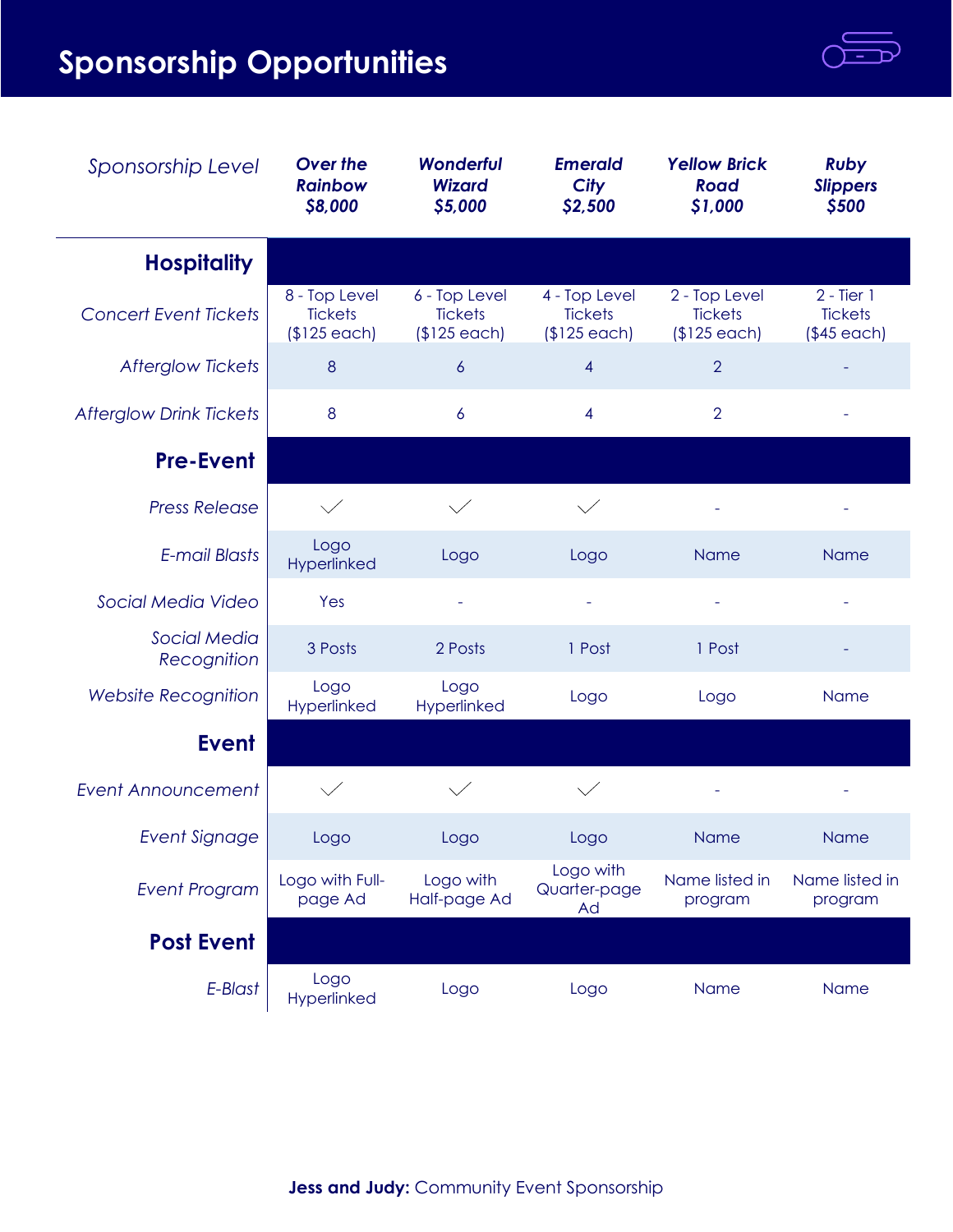# Sponsorship Opportunities

| *Sponsorship Level* | ***Over the Rainbow $8,000*** | ***Wonderful Wizard $5,000*** | ***Emerald City $2,500*** | ***Yellow Brick Road $1,000*** | ***Ruby Slippers $500*** |
|---|---|---|---|---|---|
| **Hospitality** | | | | | |
| *Concert Event Tickets* | 8 - Top Level Tickets ($125 each) | 6 - Top Level Tickets ($125 each) | 4 - Top Level Tickets ($125 each) | 2 - Top Level Tickets ($125 each) | 2 - Tier 1 Tickets ($45 each) |
| *Afterglow Tickets* | 8 | 6 | 4 | 2 | - |
| *Afterglow Drink Tickets* | 8 | 6 | 4 | 2 | - |
| **Pre-Event** | | | | | |
| *Press Release* | ✓ | ✓ | ✓ | - | - |
| *E-mail Blasts* | Logo Hyperlinked | Logo | Logo | Name | Name |
| *Social Media Video* | Yes | - | - | - | - |
| *Social Media Recognition* | 3 Posts | 2 Posts | 1 Post | 1 Post | - |
| *Website Recognition* | Logo Hyperlinked | Logo Hyperlinked | Logo | Logo | Name |
| **Event** | | | | | |
| *Event Announcement* | ✓ | ✓ | ✓ | - | - |
| *Event Signage* | Logo | Logo | Logo | Name | Name |
| *Event Program* | Logo with Full-page Ad | Logo with Half-page Ad | Logo with Quarter-page Ad | Name listed in program | Name listed in program |
| **Post Event** | | | | | |
| *E-Blast* | Logo Hyperlinked | Logo | Logo | Name | Name |

**Jess and Judy:** Community Event Sponsorship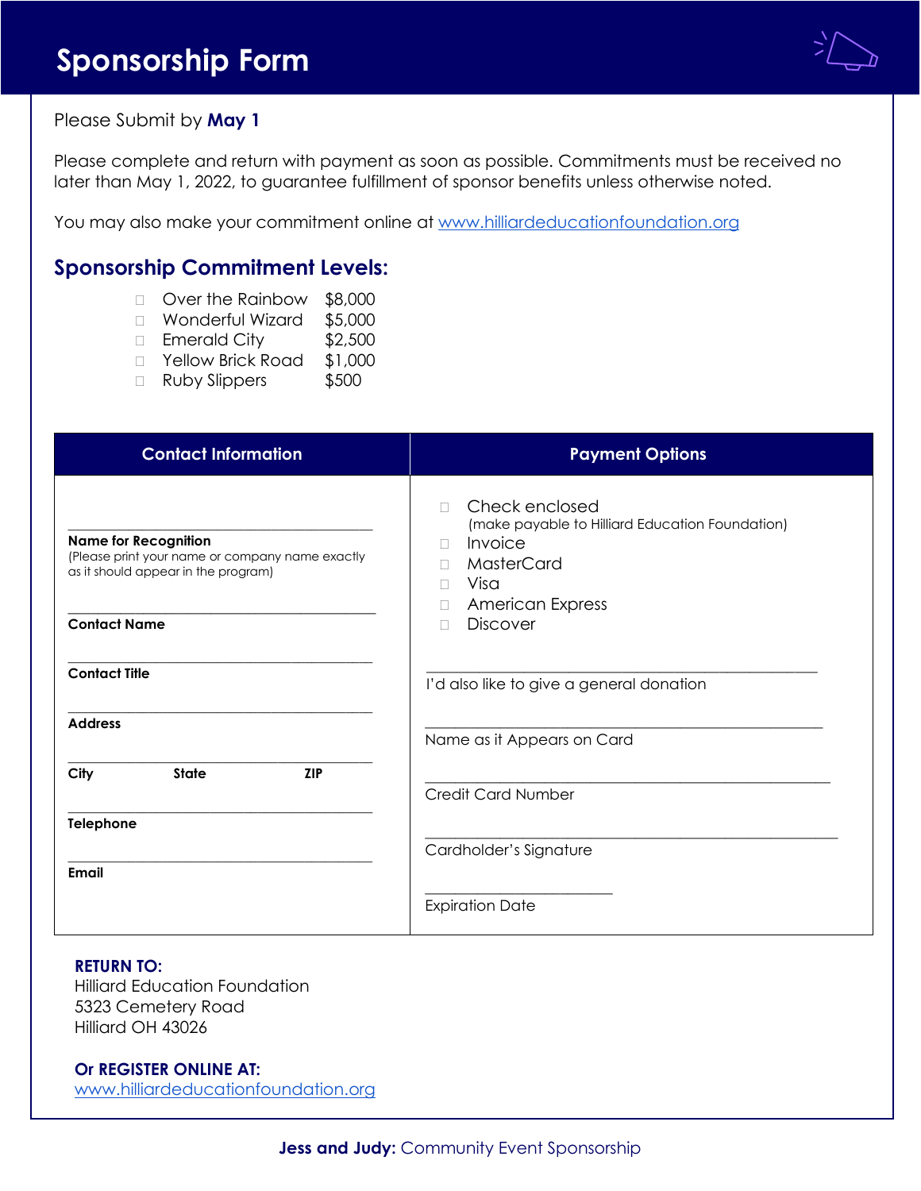# Sponsorship Form

Please Submit by **May 1**

Please complete and return with payment as soon as possible. Commitments must be received no later than May 1, 2022, to guarantee fulfillment of sponsor benefits unless otherwise noted.

You may also make your commitment online at www.hilliardeducationfoundation.org

## Sponsorship Commitment Levels:

- ☐ Over the Rainbow $8,000
- ☐ Wonderful Wizard $5,000
- ☐ Emerald City $2,500
- ☐ Yellow Brick Road $1,000
- ☐ Ruby Slippers $500

| Contact Information | Payment Options |
|---|---|
| ______________________ **Name for Recognition** (Please print your name or company name exactly as it should appear in the program) | ☐ Check enclosed (make payable to Hilliard Education Foundation) |
| | ☐ Invoice |
| | ☐ MasterCard |
| | ☐ Visa |
| | ☐ American Express |
| | ☐ Discover |
| ______________________ **Contact Name** | ______________________ I'd also like to give a general donation |
| ______________________ **Contact Title** | |
| ______________________ **Address** | ______________________ Name as it Appears on Card |
| ______________________ **City** **State** **ZIP** | ______________________ Credit Card Number |
| ______________________ **Telephone** | ______________________ Cardholder's Signature |
| ______________________ **Email** | ______________________ Expiration Date |

**RETURN TO:**
Hilliard Education Foundation
5323 Cemetery Road
Hilliard OH 43026

**Or REGISTER ONLINE AT:**
www.hilliardeducationfoundation.org

**Jess and Judy:** Community Event Sponsorship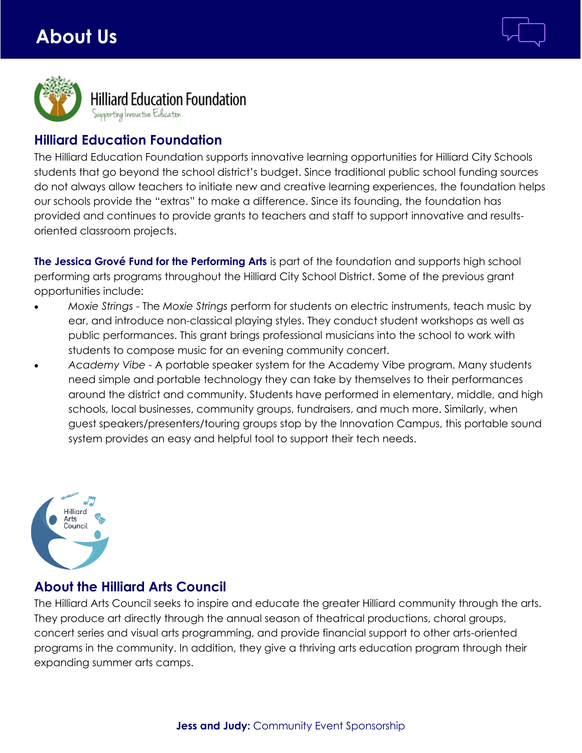# About Us

Hilliard Education Foundation

Supporting Innovative Education

## Hilliard Education Foundation

The Hilliard Education Foundation supports innovative learning opportunities for Hilliard City Schools students that go beyond the school district's budget. Since traditional public school funding sources do not always allow teachers to initiate new and creative learning experiences, the foundation helps our schools provide the "extras" to make a difference. Since its founding, the foundation has provided and continues to provide grants to teachers and staff to support innovative and results-oriented classroom projects.

**The Jessica Grové Fund for the Performing Arts** is part of the foundation and supports high school performing arts programs throughout the Hilliard City School District. Some of the previous grant opportunities include:

- *Moxie Strings* - The *Moxie Strings* perform for students on electric instruments, teach music by ear, and introduce non-classical playing styles. They conduct student workshops as well as public performances. This grant brings professional musicians into the school to work with students to compose music for an evening community concert.
- *Academy Vibe* - A portable speaker system for the Academy Vibe program. Many students need simple and portable technology they can take by themselves to their performances around the district and community. Students have performed in elementary, middle, and high schools, local businesses, community groups, fundraisers, and much more. Similarly, when guest speakers/presenters/touring groups stop by the Innovation Campus, this portable sound system provides an easy and helpful tool to support their tech needs.

Hilliard Arts Council

## About the Hilliard Arts Council

The Hilliard Arts Council seeks to inspire and educate the greater Hilliard community through the arts. They produce art directly through the annual season of theatrical productions, choral groups, concert series and visual arts programming, and provide financial support to other arts-oriented programs in the community. In addition, they give a thriving arts education program through their expanding summer arts camps.